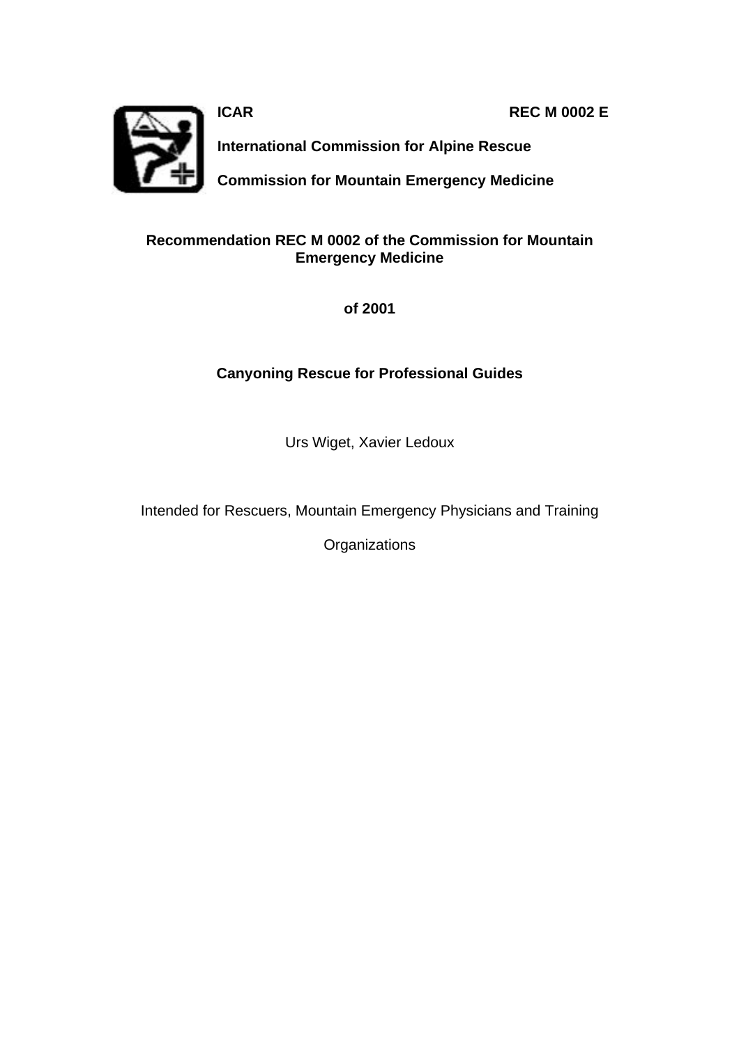**ICAR** **REC M 0002 E**

**International Commission for Alpine Rescue**

**Commission for Mountain Emergency Medicine**

# Recommendation REC M 0002 of the Commission for Mountain Emergency Medicine

**of 2001**

## Canyoning Rescue for Professional Guides

Urs Wiget, Xavier Ledoux

Intended for Rescuers, Mountain Emergency Physicians and Training Organizations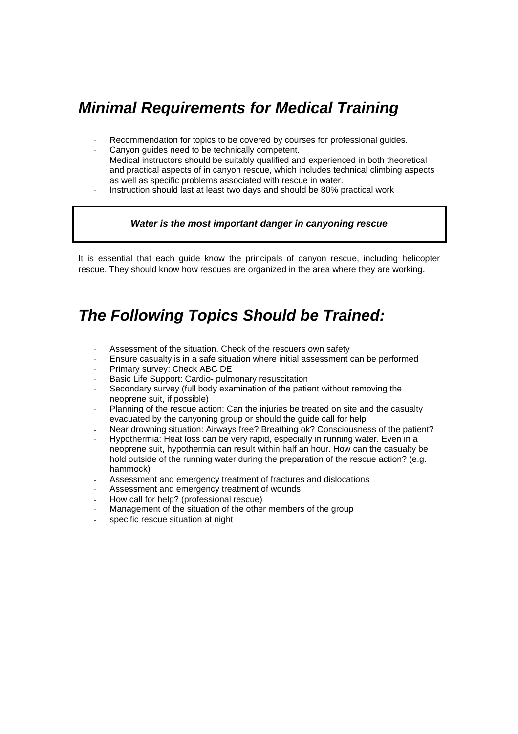## *Minimal Requirements for Medical Training*

- Recommendation for topics to be covered by courses for professional guides.
- Canyon guides need to be technically competent.
- Medical instructors should be suitably qualified and experienced in both theoretical and practical aspects of in canyon rescue, which includes technical climbing aspects as well as specific problems associated with rescue in water.
- Instruction should last at least two days and should be 80% practical work

***Water is the most important danger in canyoning rescue***

It is essential that each guide know the principals of canyon rescue, including helicopter rescue. They should know how rescues are organized in the area where they are working.

## *The Following Topics Should be Trained:*

- Assessment of the situation. Check of the rescuers own safety
- Ensure casualty is in a safe situation where initial assessment can be performed
- Primary survey: Check ABC DE
- Basic Life Support: Cardio- pulmonary resuscitation
- Secondary survey (full body examination of the patient without removing the neoprene suit, if possible)
- Planning of the rescue action: Can the injuries be treated on site and the casualty evacuated by the canyoning group or should the guide call for help
- Near drowning situation: Airways free? Breathing ok? Consciousness of the patient?
- Hypothermia: Heat loss can be very rapid, especially in running water. Even in a neoprene suit, hypothermia can result within half an hour. How can the casualty be hold outside of the running water during the preparation of the rescue action? (e.g. hammock)
- Assessment and emergency treatment of fractures and dislocations
- Assessment and emergency treatment of wounds
- How call for help? (professional rescue)
- Management of the situation of the other members of the group
- specific rescue situation at night